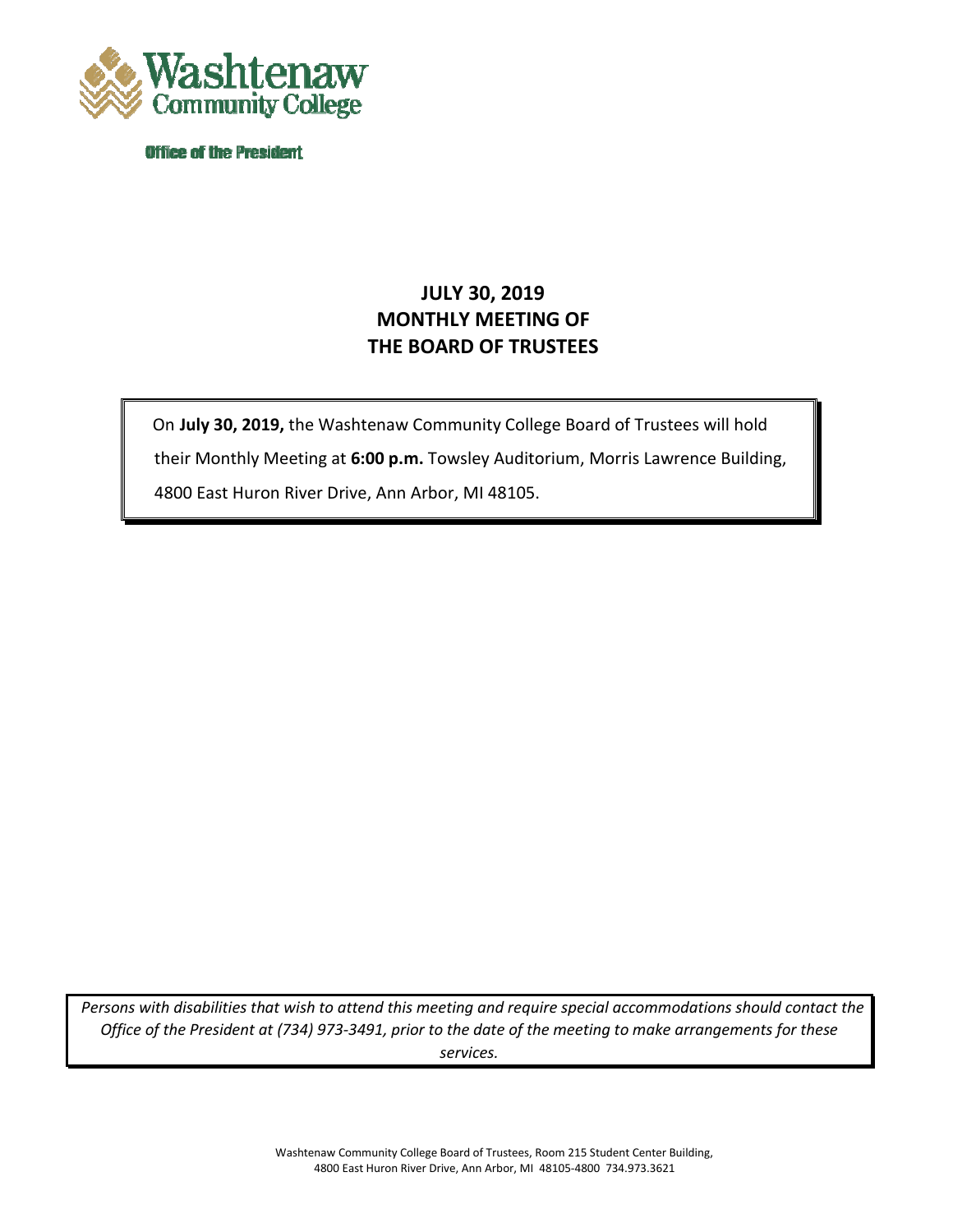Washtenaw Community College

Office of the President

# JULY 30, 2019
# MONTHLY MEETING OF
# THE BOARD OF TRUSTEES

On **July 30, 2019,** the Washtenaw Community College Board of Trustees will hold their Monthly Meeting at **6:00 p.m.** Towsley Auditorium, Morris Lawrence Building, 4800 East Huron River Drive, Ann Arbor, MI 48105.

*Persons with disabilities that wish to attend this meeting and require special accommodations should contact the Office of the President at (734) 973-3491, prior to the date of the meeting to make arrangements for these services.*

Washtenaw Community College Board of Trustees, Room 215 Student Center Building,
4800 East Huron River Drive, Ann Arbor, MI 48105-4800 734.973.3621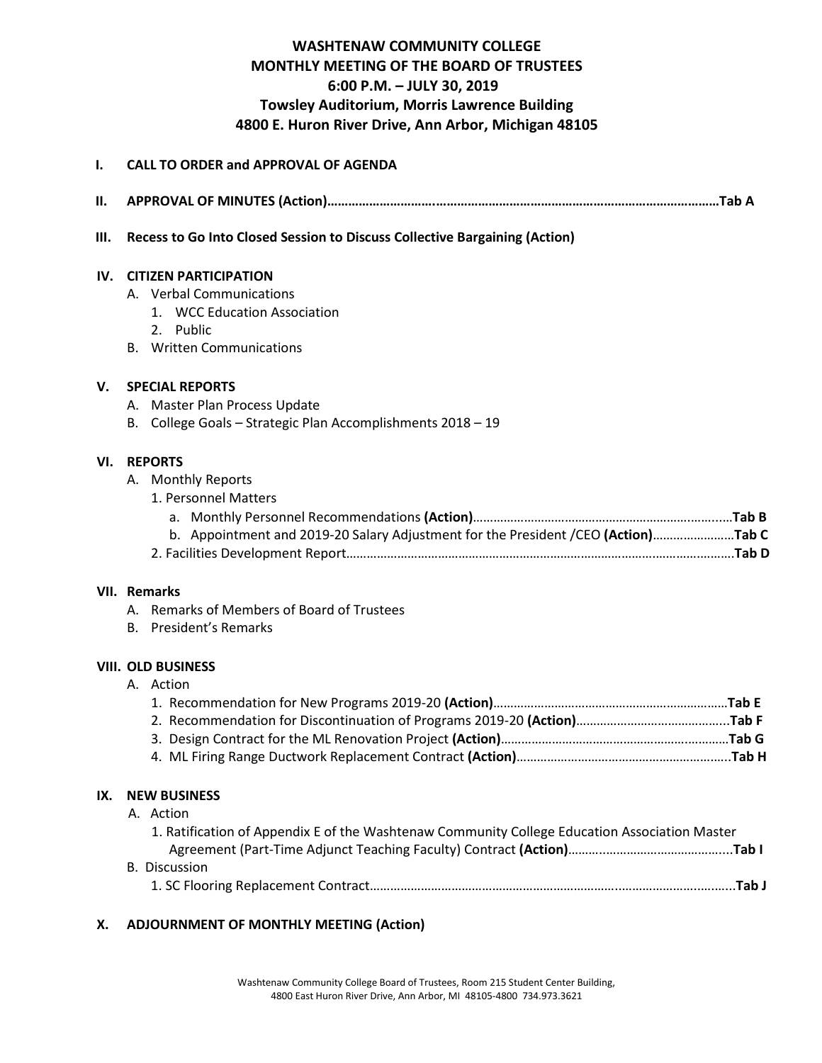# WASHTENAW COMMUNITY COLLEGE
# MONTHLY MEETING OF THE BOARD OF TRUSTEES
## 6:00 P.M. – JULY 30, 2019
## Towsley Auditorium, Morris Lawrence Building
## 4800 E. Huron River Drive, Ann Arbor, Michigan 48105

**I. CALL TO ORDER and APPROVAL OF AGENDA**

**II. APPROVAL OF MINUTES (Action)……………………….……………………………………………………………………Tab A**

**III. Recess to Go Into Closed Session to Discuss Collective Bargaining (Action)**

**IV. CITIZEN PARTICIPATION**

- A. Verbal Communications
  1. WCC Education Association
  2. Public
- B. Written Communications

**V. SPECIAL REPORTS**

- A. Master Plan Process Update
- B. College Goals – Strategic Plan Accomplishments 2018 – 19

**VI. REPORTS**

- A. Monthly Reports
  1. Personnel Matters
     - a. Monthly Personnel Recommendations **(Action)**……………………………………………………..…..…**Tab B**
     - b. Appointment and 2019-20 Salary Adjustment for the President /CEO **(Action)**……………………**Tab C**
  2. Facilities Development Report……………………………………………………………………………………**Tab D**

**VII. Remarks**

- A. Remarks of Members of Board of Trustees
- B. President's Remarks

**VIII. OLD BUSINESS**

- A. Action
  1. Recommendation for New Programs 2019-20 **(Action)**……………………………………………………………**Tab E**
  2. Recommendation for Discontinuation of Programs 2019-20 **(Action)**……………………………………...**Tab F**
  3. Design Contract for the ML Renovation Project **(Action)**………………………………………………………**Tab G**
  4. ML Firing Range Ductwork Replacement Contract **(Action)**…………………………………………………..**Tab H**

**IX. NEW BUSINESS**

- A. Action
  1. Ratification of Appendix E of the Washtenaw Community College Education Association Master Agreement (Part-Time Adjunct Teaching Faculty) Contract **(Action)**…………..……………………………...**Tab I**
- B. Discussion
  1. SC Flooring Replacement Contract……………………………………………………………..……………………...**Tab J**

**X. ADJOURNMENT OF MONTHLY MEETING (Action)**

Washtenaw Community College Board of Trustees, Room 215 Student Center Building, 4800 East Huron River Drive, Ann Arbor, MI 48105-4800 734.973.3621